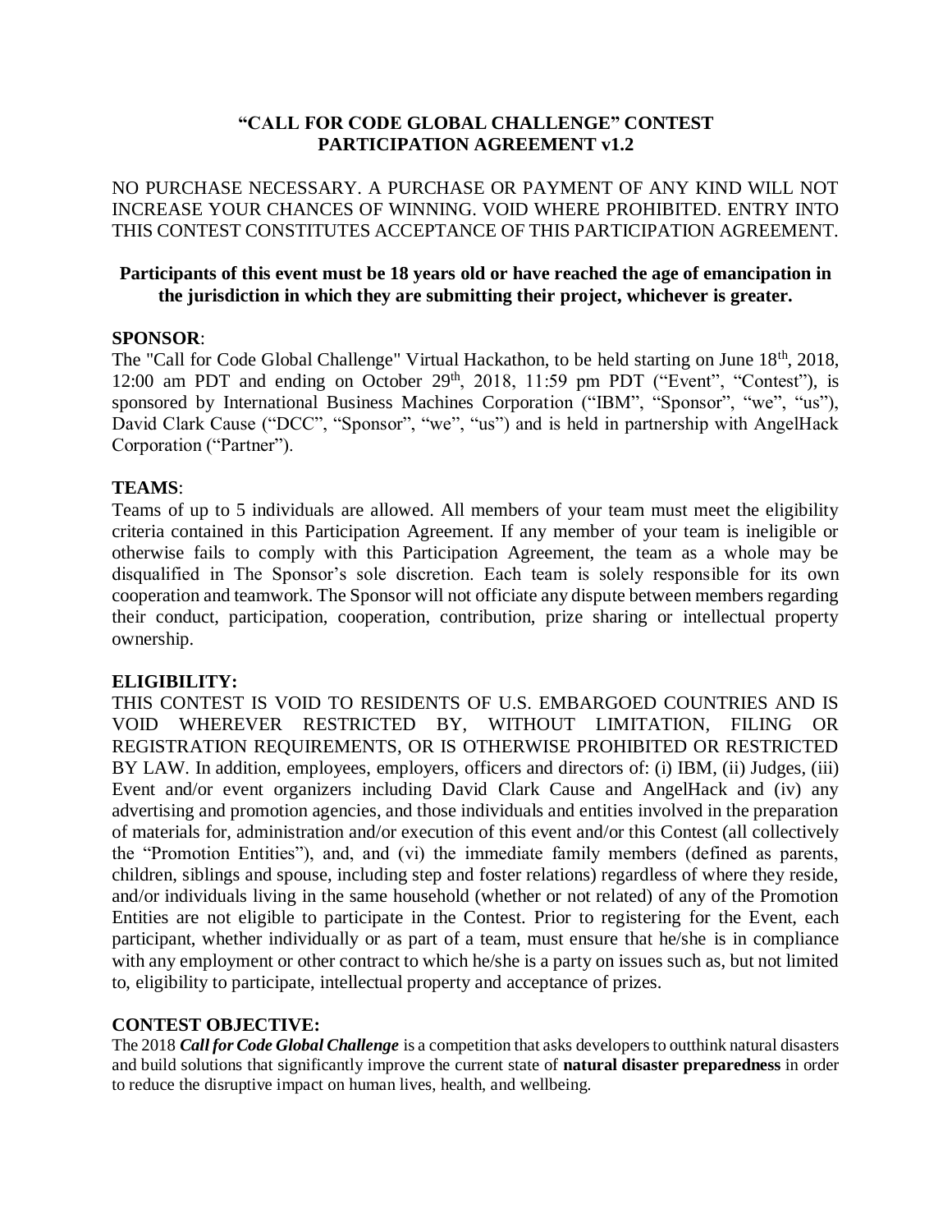# "CALL FOR CODE GLOBAL CHALLENGE" CONTEST PARTICIPATION AGREEMENT v1.2

NO PURCHASE NECESSARY. A PURCHASE OR PAYMENT OF ANY KIND WILL NOT INCREASE YOUR CHANCES OF WINNING. VOID WHERE PROHIBITED. ENTRY INTO THIS CONTEST CONSTITUTES ACCEPTANCE OF THIS PARTICIPATION AGREEMENT.

**Participants of this event must be 18 years old or have reached the age of emancipation in the jurisdiction in which they are submitting their project, whichever is greater.**

**SPONSOR**:

The "Call for Code Global Challenge" Virtual Hackathon, to be held starting on June 18th, 2018, 12:00 am PDT and ending on October 29th, 2018, 11:59 pm PDT ("Event", "Contest"), is sponsored by International Business Machines Corporation ("IBM", "Sponsor", "we", "us"), David Clark Cause ("DCC", "Sponsor", "we", "us") and is held in partnership with AngelHack Corporation ("Partner").

**TEAMS**:

Teams of up to 5 individuals are allowed. All members of your team must meet the eligibility criteria contained in this Participation Agreement. If any member of your team is ineligible or otherwise fails to comply with this Participation Agreement, the team as a whole may be disqualified in The Sponsor's sole discretion. Each team is solely responsible for its own cooperation and teamwork. The Sponsor will not officiate any dispute between members regarding their conduct, participation, cooperation, contribution, prize sharing or intellectual property ownership.

**ELIGIBILITY:**

THIS CONTEST IS VOID TO RESIDENTS OF U.S. EMBARGOED COUNTRIES AND IS VOID WHEREVER RESTRICTED BY, WITHOUT LIMITATION, FILING OR REGISTRATION REQUIREMENTS, OR IS OTHERWISE PROHIBITED OR RESTRICTED BY LAW. In addition, employees, employers, officers and directors of: (i) IBM, (ii) Judges, (iii) Event and/or event organizers including David Clark Cause and AngelHack and (iv) any advertising and promotion agencies, and those individuals and entities involved in the preparation of materials for, administration and/or execution of this event and/or this Contest (all collectively the "Promotion Entities"), and, and (vi) the immediate family members (defined as parents, children, siblings and spouse, including step and foster relations) regardless of where they reside, and/or individuals living in the same household (whether or not related) of any of the Promotion Entities are not eligible to participate in the Contest. Prior to registering for the Event, each participant, whether individually or as part of a team, must ensure that he/she is in compliance with any employment or other contract to which he/she is a party on issues such as, but not limited to, eligibility to participate, intellectual property and acceptance of prizes.

**CONTEST OBJECTIVE:**

The 2018 ***Call for Code Global Challenge*** is a competition that asks developers to outthink natural disasters and build solutions that significantly improve the current state of **natural disaster preparedness** in order to reduce the disruptive impact on human lives, health, and wellbeing.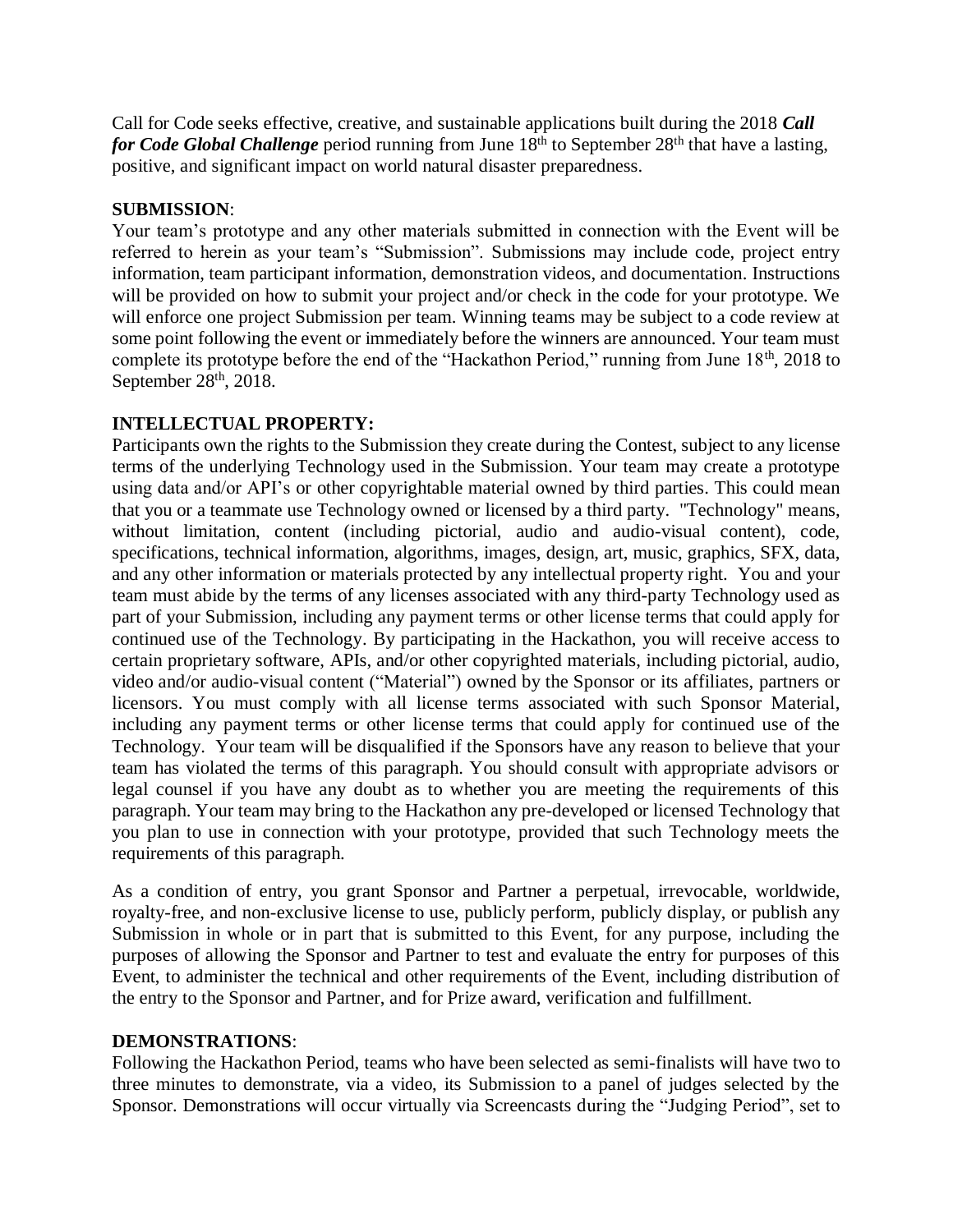Call for Code seeks effective, creative, and sustainable applications built during the 2018 ***Call for Code Global Challenge*** period running from June 18th to September 28th that have a lasting, positive, and significant impact on world natural disaster preparedness.

**SUBMISSION**:
Your team's prototype and any other materials submitted in connection with the Event will be referred to herein as your team's "Submission". Submissions may include code, project entry information, team participant information, demonstration videos, and documentation. Instructions will be provided on how to submit your project and/or check in the code for your prototype. We will enforce one project Submission per team. Winning teams may be subject to a code review at some point following the event or immediately before the winners are announced. Your team must complete its prototype before the end of the "Hackathon Period," running from June 18th, 2018 to September 28th, 2018.

**INTELLECTUAL PROPERTY:**
Participants own the rights to the Submission they create during the Contest, subject to any license terms of the underlying Technology used in the Submission. Your team may create a prototype using data and/or API's or other copyrightable material owned by third parties. This could mean that you or a teammate use Technology owned or licensed by a third party. "Technology" means, without limitation, content (including pictorial, audio and audio-visual content), code, specifications, technical information, algorithms, images, design, art, music, graphics, SFX, data, and any other information or materials protected by any intellectual property right. You and your team must abide by the terms of any licenses associated with any third-party Technology used as part of your Submission, including any payment terms or other license terms that could apply for continued use of the Technology. By participating in the Hackathon, you will receive access to certain proprietary software, APIs, and/or other copyrighted materials, including pictorial, audio, video and/or audio-visual content ("Material") owned by the Sponsor or its affiliates, partners or licensors. You must comply with all license terms associated with such Sponsor Material, including any payment terms or other license terms that could apply for continued use of the Technology. Your team will be disqualified if the Sponsors have any reason to believe that your team has violated the terms of this paragraph. You should consult with appropriate advisors or legal counsel if you have any doubt as to whether you are meeting the requirements of this paragraph. Your team may bring to the Hackathon any pre-developed or licensed Technology that you plan to use in connection with your prototype, provided that such Technology meets the requirements of this paragraph.

As a condition of entry, you grant Sponsor and Partner a perpetual, irrevocable, worldwide, royalty-free, and non-exclusive license to use, publicly perform, publicly display, or publish any Submission in whole or in part that is submitted to this Event, for any purpose, including the purposes of allowing the Sponsor and Partner to test and evaluate the entry for purposes of this Event, to administer the technical and other requirements of the Event, including distribution of the entry to the Sponsor and Partner, and for Prize award, verification and fulfillment.

**DEMONSTRATIONS**:
Following the Hackathon Period, teams who have been selected as semi-finalists will have two to three minutes to demonstrate, via a video, its Submission to a panel of judges selected by the Sponsor. Demonstrations will occur virtually via Screencasts during the "Judging Period", set to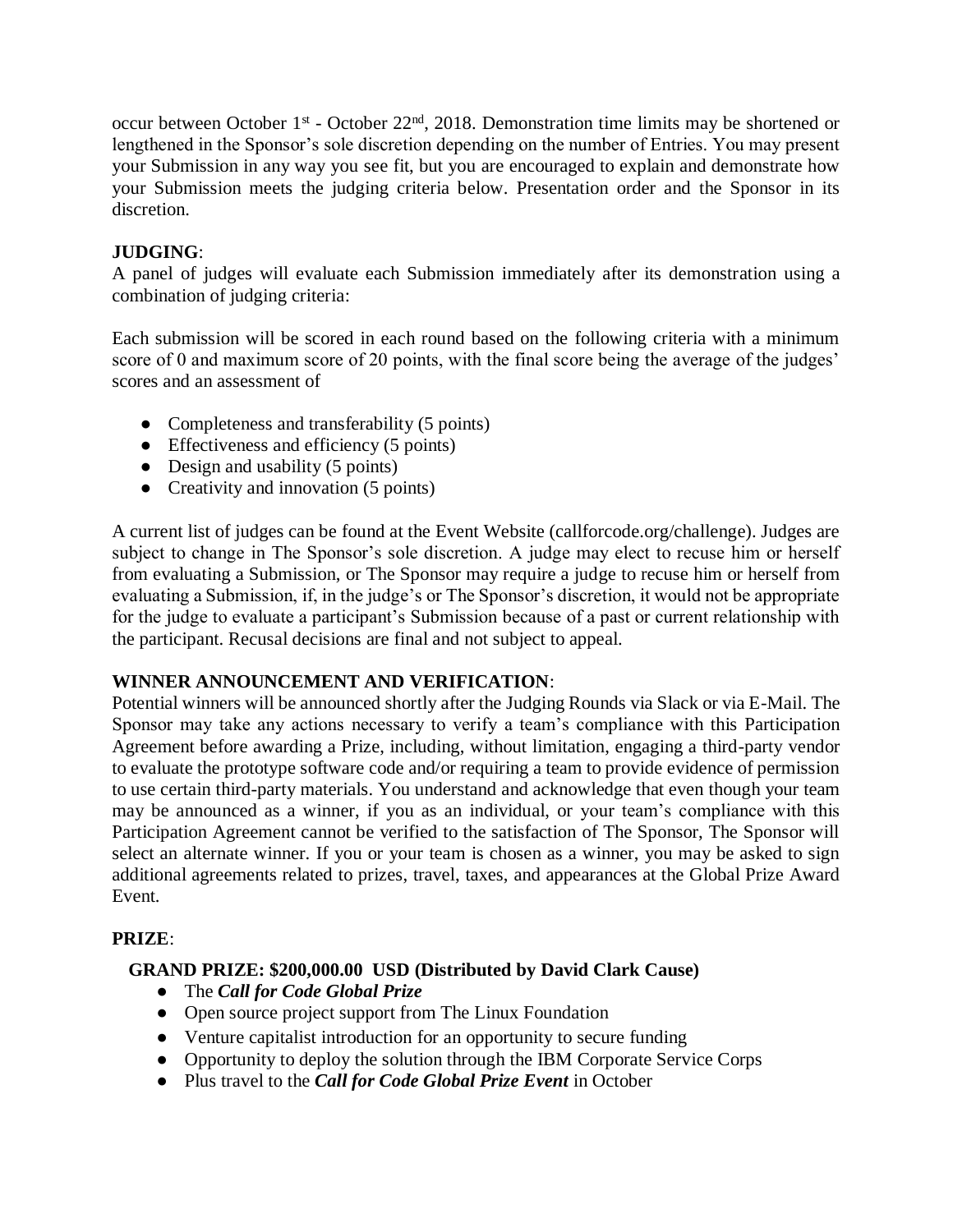occur between October 1st - October 22nd, 2018. Demonstration time limits may be shortened or lengthened in the Sponsor's sole discretion depending on the number of Entries. You may present your Submission in any way you see fit, but you are encouraged to explain and demonstrate how your Submission meets the judging criteria below. Presentation order and the Sponsor in its discretion.

**JUDGING**:
A panel of judges will evaluate each Submission immediately after its demonstration using a combination of judging criteria:

Each submission will be scored in each round based on the following criteria with a minimum score of 0 and maximum score of 20 points, with the final score being the average of the judges' scores and an assessment of

- Completeness and transferability (5 points)
- Effectiveness and efficiency (5 points)
- Design and usability (5 points)
- Creativity and innovation (5 points)

A current list of judges can be found at the Event Website (callforcode.org/challenge). Judges are subject to change in The Sponsor's sole discretion. A judge may elect to recuse him or herself from evaluating a Submission, or The Sponsor may require a judge to recuse him or herself from evaluating a Submission, if, in the judge's or The Sponsor's discretion, it would not be appropriate for the judge to evaluate a participant's Submission because of a past or current relationship with the participant. Recusal decisions are final and not subject to appeal.

**WINNER ANNOUNCEMENT AND VERIFICATION**:
Potential winners will be announced shortly after the Judging Rounds via Slack or via E-Mail. The Sponsor may take any actions necessary to verify a team's compliance with this Participation Agreement before awarding a Prize, including, without limitation, engaging a third-party vendor to evaluate the prototype software code and/or requiring a team to provide evidence of permission to use certain third-party materials. You understand and acknowledge that even though your team may be announced as a winner, if you as an individual, or your team's compliance with this Participation Agreement cannot be verified to the satisfaction of The Sponsor, The Sponsor will select an alternate winner. If you or your team is chosen as a winner, you may be asked to sign additional agreements related to prizes, travel, taxes, and appearances at the Global Prize Award Event.

**PRIZE**:

**GRAND PRIZE: $200,000.00 USD (Distributed by David Clark Cause)**

- The ***Call for Code Global Prize***
- Open source project support from The Linux Foundation
- Venture capitalist introduction for an opportunity to secure funding
- Opportunity to deploy the solution through the IBM Corporate Service Corps
- Plus travel to the ***Call for Code Global Prize Event*** in October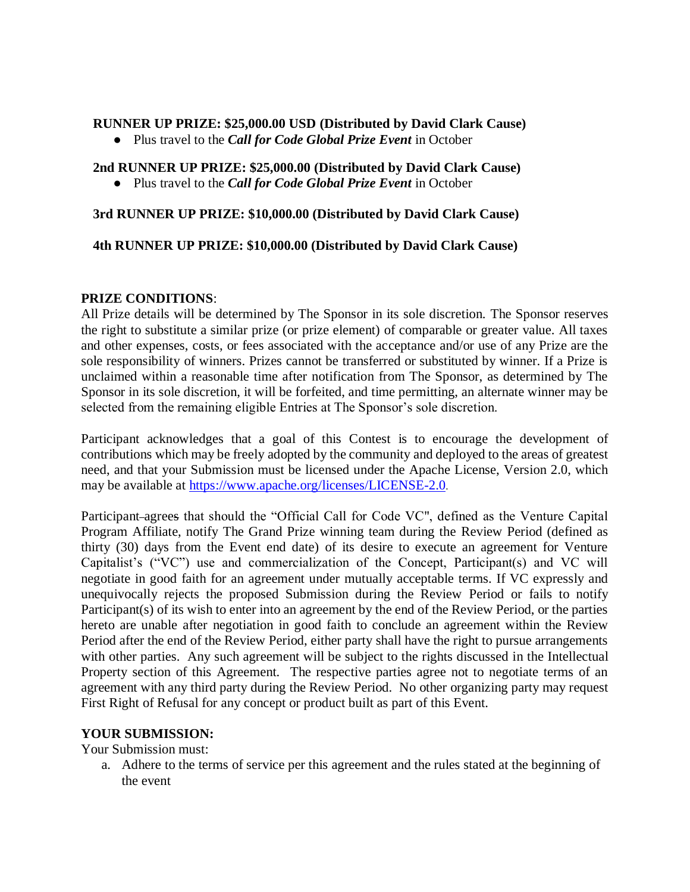**RUNNER UP PRIZE: $25,000.00 USD (Distributed by David Clark Cause)**

- Plus travel to the ***Call for Code Global Prize Event*** in October

**2nd RUNNER UP PRIZE: $25,000.00 (Distributed by David Clark Cause)**

- Plus travel to the ***Call for Code Global Prize Event*** in October

**3rd RUNNER UP PRIZE: $10,000.00 (Distributed by David Clark Cause)**

**4th RUNNER UP PRIZE: $10,000.00 (Distributed by David Clark Cause)**

**PRIZE CONDITIONS**:
All Prize details will be determined by The Sponsor in its sole discretion. The Sponsor reserves the right to substitute a similar prize (or prize element) of comparable or greater value. All taxes and other expenses, costs, or fees associated with the acceptance and/or use of any Prize are the sole responsibility of winners. Prizes cannot be transferred or substituted by winner. If a Prize is unclaimed within a reasonable time after notification from The Sponsor, as determined by The Sponsor in its sole discretion, it will be forfeited, and time permitting, an alternate winner may be selected from the remaining eligible Entries at The Sponsor's sole discretion.

Participant acknowledges that a goal of this Contest is to encourage the development of contributions which may be freely adopted by the community and deployed to the areas of greatest need, and that your Submission must be licensed under the Apache License, Version 2.0, which may be available at https://www.apache.org/licenses/LICENSE-2.0.

Participant agrees that should the "Official Call for Code VC", defined as the Venture Capital Program Affiliate, notify The Grand Prize winning team during the Review Period (defined as thirty (30) days from the Event end date) of its desire to execute an agreement for Venture Capitalist's ("VC") use and commercialization of the Concept, Participant(s) and VC will negotiate in good faith for an agreement under mutually acceptable terms. If VC expressly and unequivocally rejects the proposed Submission during the Review Period or fails to notify Participant(s) of its wish to enter into an agreement by the end of the Review Period, or the parties hereto are unable after negotiation in good faith to conclude an agreement within the Review Period after the end of the Review Period, either party shall have the right to pursue arrangements with other parties. Any such agreement will be subject to the rights discussed in the Intellectual Property section of this Agreement. The respective parties agree not to negotiate terms of an agreement with any third party during the Review Period. No other organizing party may request First Right of Refusal for any concept or product built as part of this Event.

**YOUR SUBMISSION:**
Your Submission must:

a. Adhere to the terms of service per this agreement and the rules stated at the beginning of the event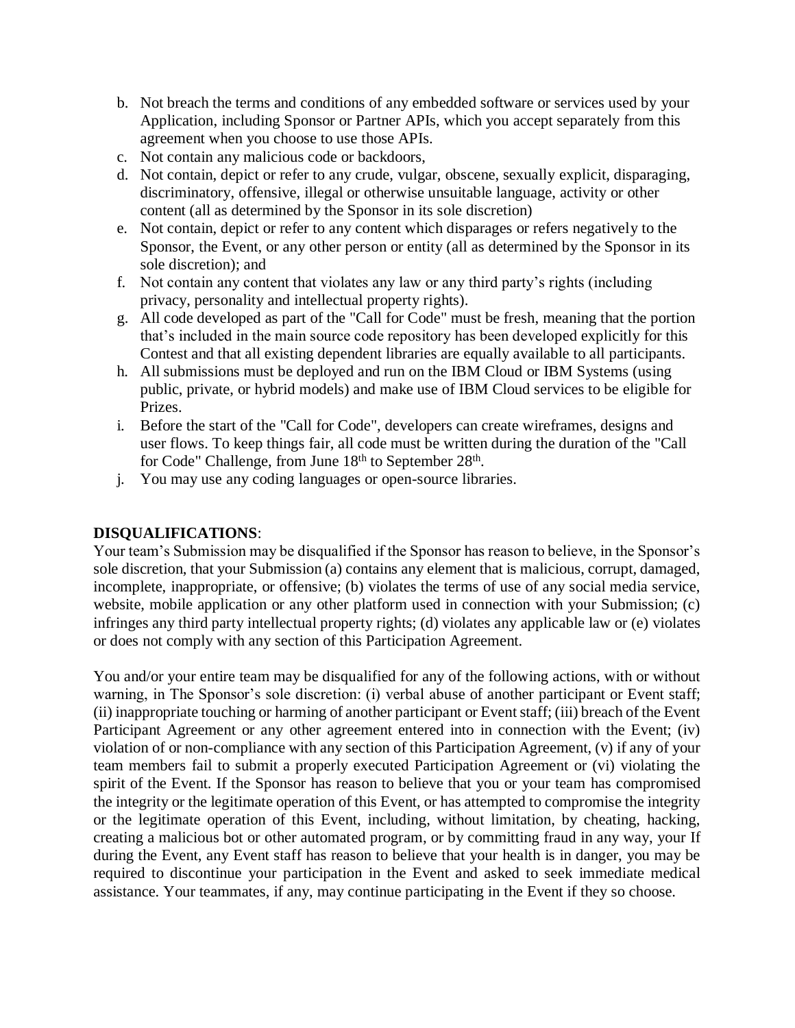b. Not breach the terms and conditions of any embedded software or services used by your Application, including Sponsor or Partner APIs, which you accept separately from this agreement when you choose to use those APIs.
c. Not contain any malicious code or backdoors,
d. Not contain, depict or refer to any crude, vulgar, obscene, sexually explicit, disparaging, discriminatory, offensive, illegal or otherwise unsuitable language, activity or other content (all as determined by the Sponsor in its sole discretion)
e. Not contain, depict or refer to any content which disparages or refers negatively to the Sponsor, the Event, or any other person or entity (all as determined by the Sponsor in its sole discretion); and
f. Not contain any content that violates any law or any third party's rights (including privacy, personality and intellectual property rights).
g. All code developed as part of the "Call for Code" must be fresh, meaning that the portion that's included in the main source code repository has been developed explicitly for this Contest and that all existing dependent libraries are equally available to all participants.
h. All submissions must be deployed and run on the IBM Cloud or IBM Systems (using public, private, or hybrid models) and make use of IBM Cloud services to be eligible for Prizes.
i. Before the start of the "Call for Code", developers can create wireframes, designs and user flows. To keep things fair, all code must be written during the duration of the "Call for Code" Challenge, from June 18th to September 28th.
j. You may use any coding languages or open-source libraries.

**DISQUALIFICATIONS**:

Your team's Submission may be disqualified if the Sponsor has reason to believe, in the Sponsor's sole discretion, that your Submission (a) contains any element that is malicious, corrupt, damaged, incomplete, inappropriate, or offensive; (b) violates the terms of use of any social media service, website, mobile application or any other platform used in connection with your Submission; (c) infringes any third party intellectual property rights; (d) violates any applicable law or (e) violates or does not comply with any section of this Participation Agreement.

You and/or your entire team may be disqualified for any of the following actions, with or without warning, in The Sponsor's sole discretion: (i) verbal abuse of another participant or Event staff; (ii) inappropriate touching or harming of another participant or Event staff; (iii) breach of the Event Participant Agreement or any other agreement entered into in connection with the Event; (iv) violation of or non-compliance with any section of this Participation Agreement, (v) if any of your team members fail to submit a properly executed Participation Agreement or (vi) violating the spirit of the Event. If the Sponsor has reason to believe that you or your team has compromised the integrity or the legitimate operation of this Event, or has attempted to compromise the integrity or the legitimate operation of this Event, including, without limitation, by cheating, hacking, creating a malicious bot or other automated program, or by committing fraud in any way, your If during the Event, any Event staff has reason to believe that your health is in danger, you may be required to discontinue your participation in the Event and asked to seek immediate medical assistance. Your teammates, if any, may continue participating in the Event if they so choose.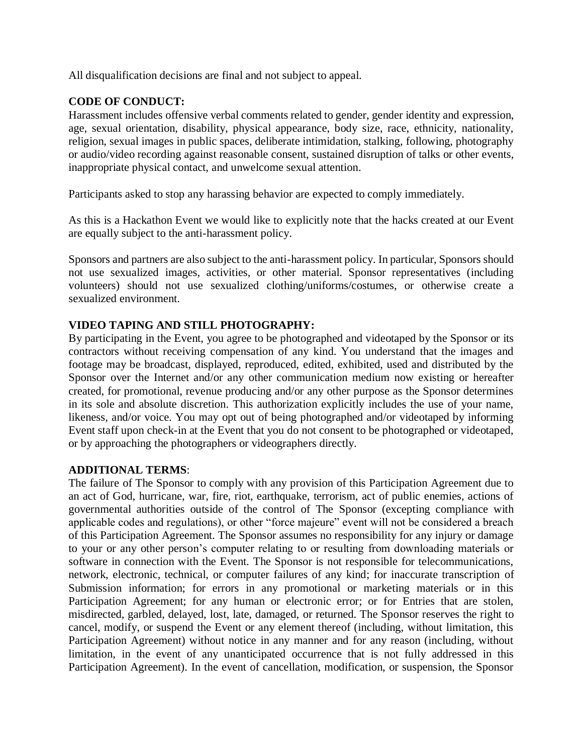All disqualification decisions are final and not subject to appeal.

**CODE OF CONDUCT:**

Harassment includes offensive verbal comments related to gender, gender identity and expression, age, sexual orientation, disability, physical appearance, body size, race, ethnicity, nationality, religion, sexual images in public spaces, deliberate intimidation, stalking, following, photography or audio/video recording against reasonable consent, sustained disruption of talks or other events, inappropriate physical contact, and unwelcome sexual attention.

Participants asked to stop any harassing behavior are expected to comply immediately.

As this is a Hackathon Event we would like to explicitly note that the hacks created at our Event are equally subject to the anti-harassment policy.

Sponsors and partners are also subject to the anti-harassment policy. In particular, Sponsors should not use sexualized images, activities, or other material. Sponsor representatives (including volunteers) should not use sexualized clothing/uniforms/costumes, or otherwise create a sexualized environment.

**VIDEO TAPING AND STILL PHOTOGRAPHY:**

By participating in the Event, you agree to be photographed and videotaped by the Sponsor or its contractors without receiving compensation of any kind. You understand that the images and footage may be broadcast, displayed, reproduced, edited, exhibited, used and distributed by the Sponsor over the Internet and/or any other communication medium now existing or hereafter created, for promotional, revenue producing and/or any other purpose as the Sponsor determines in its sole and absolute discretion. This authorization explicitly includes the use of your name, likeness, and/or voice. You may opt out of being photographed and/or videotaped by informing Event staff upon check-in at the Event that you do not consent to be photographed or videotaped, or by approaching the photographers or videographers directly.

**ADDITIONAL TERMS**:

The failure of The Sponsor to comply with any provision of this Participation Agreement due to an act of God, hurricane, war, fire, riot, earthquake, terrorism, act of public enemies, actions of governmental authorities outside of the control of The Sponsor (excepting compliance with applicable codes and regulations), or other "force majeure" event will not be considered a breach of this Participation Agreement. The Sponsor assumes no responsibility for any injury or damage to your or any other person's computer relating to or resulting from downloading materials or software in connection with the Event. The Sponsor is not responsible for telecommunications, network, electronic, technical, or computer failures of any kind; for inaccurate transcription of Submission information; for errors in any promotional or marketing materials or in this Participation Agreement; for any human or electronic error; or for Entries that are stolen, misdirected, garbled, delayed, lost, late, damaged, or returned. The Sponsor reserves the right to cancel, modify, or suspend the Event or any element thereof (including, without limitation, this Participation Agreement) without notice in any manner and for any reason (including, without limitation, in the event of any unanticipated occurrence that is not fully addressed in this Participation Agreement). In the event of cancellation, modification, or suspension, the Sponsor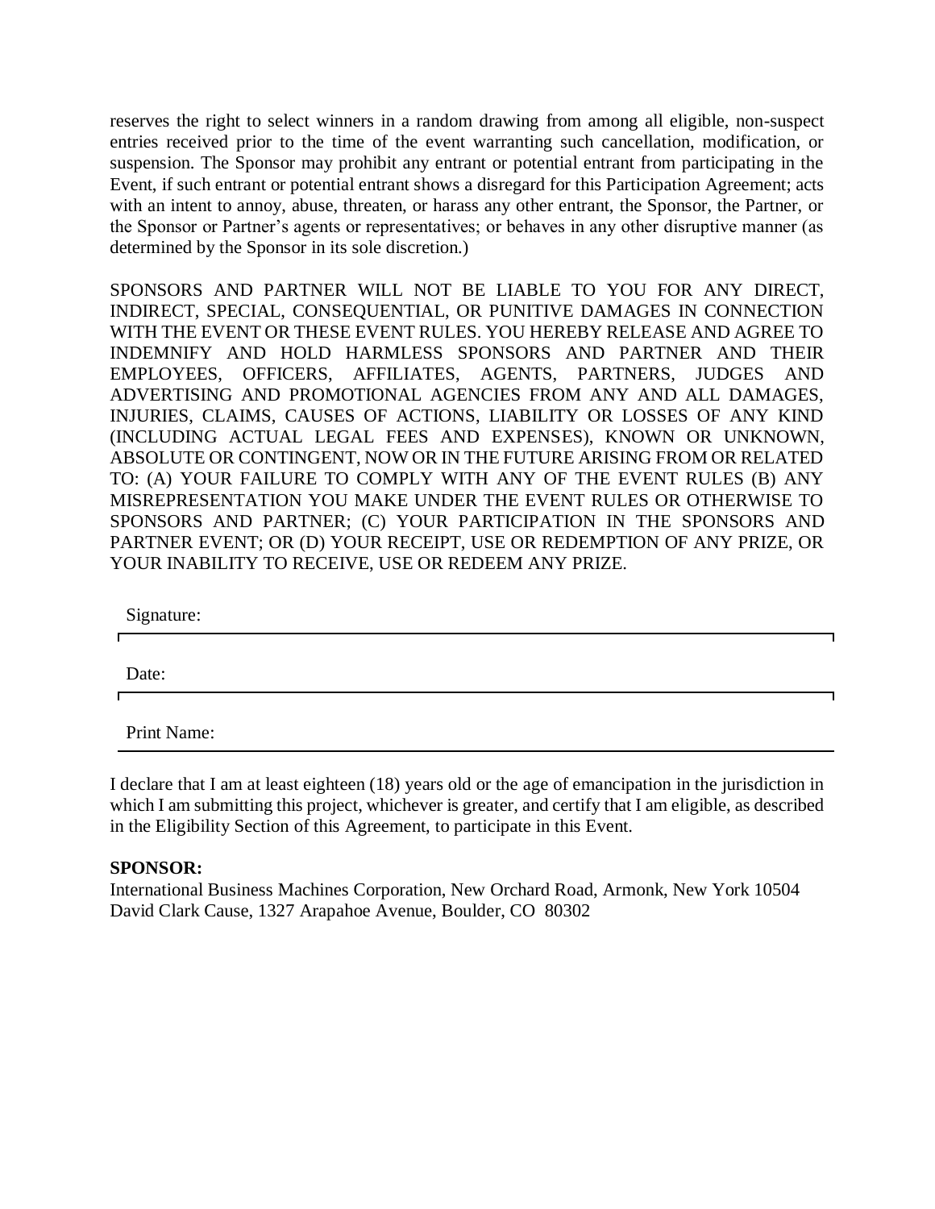reserves the right to select winners in a random drawing from among all eligible, non-suspect entries received prior to the time of the event warranting such cancellation, modification, or suspension. The Sponsor may prohibit any entrant or potential entrant from participating in the Event, if such entrant or potential entrant shows a disregard for this Participation Agreement; acts with an intent to annoy, abuse, threaten, or harass any other entrant, the Sponsor, the Partner, or the Sponsor or Partner's agents or representatives; or behaves in any other disruptive manner (as determined by the Sponsor in its sole discretion.)

SPONSORS AND PARTNER WILL NOT BE LIABLE TO YOU FOR ANY DIRECT, INDIRECT, SPECIAL, CONSEQUENTIAL, OR PUNITIVE DAMAGES IN CONNECTION WITH THE EVENT OR THESE EVENT RULES. YOU HEREBY RELEASE AND AGREE TO INDEMNIFY AND HOLD HARMLESS SPONSORS AND PARTNER AND THEIR EMPLOYEES, OFFICERS, AFFILIATES, AGENTS, PARTNERS, JUDGES AND ADVERTISING AND PROMOTIONAL AGENCIES FROM ANY AND ALL DAMAGES, INJURIES, CLAIMS, CAUSES OF ACTIONS, LIABILITY OR LOSSES OF ANY KIND (INCLUDING ACTUAL LEGAL FEES AND EXPENSES), KNOWN OR UNKNOWN, ABSOLUTE OR CONTINGENT, NOW OR IN THE FUTURE ARISING FROM OR RELATED TO: (A) YOUR FAILURE TO COMPLY WITH ANY OF THE EVENT RULES (B) ANY MISREPRESENTATION YOU MAKE UNDER THE EVENT RULES OR OTHERWISE TO SPONSORS AND PARTNER; (C) YOUR PARTICIPATION IN THE SPONSORS AND PARTNER EVENT; OR (D) YOUR RECEIPT, USE OR REDEMPTION OF ANY PRIZE, OR YOUR INABILITY TO RECEIVE, USE OR REDEEM ANY PRIZE.

Signature: \_\_\_\_\_\_\_\_\_\_\_\_\_\_\_\_\_\_\_\_\_\_\_\_\_\_\_\_\_\_\_\_\_\_\_\_\_\_\_\_

Date: \_\_\_\_\_\_\_\_\_\_\_\_\_\_\_\_\_\_\_\_\_\_\_\_\_\_\_\_\_\_\_\_\_\_\_\_\_\_\_\_

Print Name: \_\_\_\_\_\_\_\_\_\_\_\_\_\_\_\_\_\_\_\_\_\_\_\_\_\_\_\_\_\_\_\_\_\_\_\_\_\_\_\_

I declare that I am at least eighteen (18) years old or the age of emancipation in the jurisdiction in which I am submitting this project, whichever is greater, and certify that I am eligible, as described in the Eligibility Section of this Agreement, to participate in this Event.

**SPONSOR:**

International Business Machines Corporation, New Orchard Road, Armonk, New York 10504
David Clark Cause, 1327 Arapahoe Avenue, Boulder, CO 80302